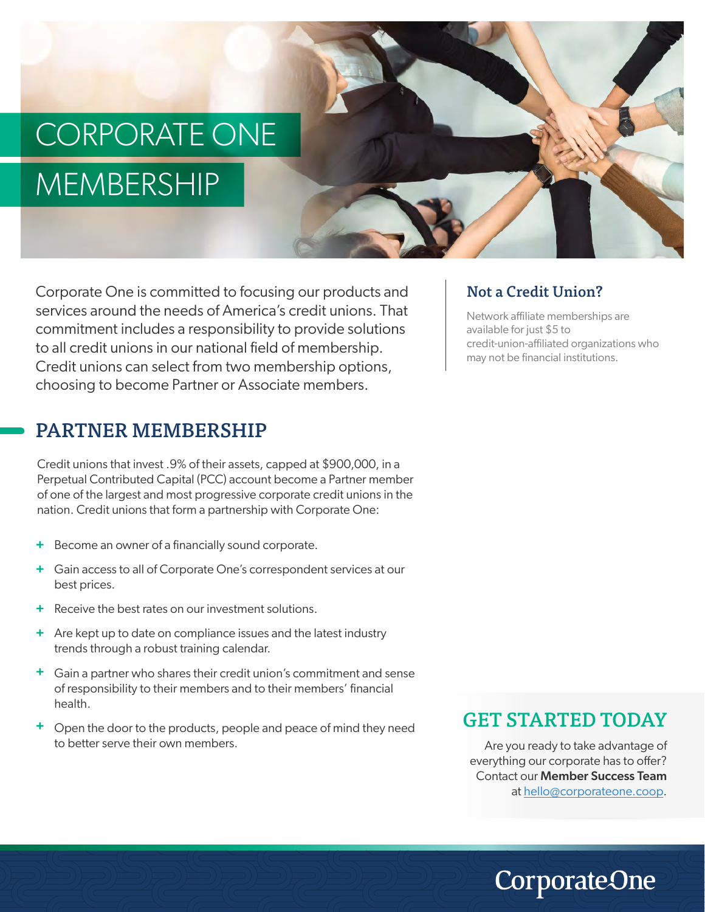# CORPORATE ONE MEMBERSHIP

Corporate One is committed to focusing our products and services around the needs of America's credit unions. That commitment includes a responsibility to provide solutions to all credit unions in our national field of membership. Credit unions can select from two membership options, choosing to become Partner or Associate members.

### Not a Credit Union?

Network affiliate memberships are available for just $5 to credit-union-affiliated organizations who may not be financial institutions.

## PARTNER MEMBERSHIP

Credit unions that invest .9% of their assets, capped at $900,000, in a Perpetual Contributed Capital (PCC) account become a Partner member of one of the largest and most progressive corporate credit unions in the nation. Credit unions that form a partnership with Corporate One:

- Become an owner of a financially sound corporate.
- Gain access to all of Corporate One's correspondent services at our best prices.
- Receive the best rates on our investment solutions.
- Are kept up to date on compliance issues and the latest industry trends through a robust training calendar.
- Gain a partner who shares their credit union's commitment and sense of responsibility to their members and to their members' financial health.
- Open the door to the products, people and peace of mind they need to better serve their own members.

## GET STARTED TODAY

Are you ready to take advantage of everything our corporate has to offer? Contact our **Member Success Team** at hello@corporateone.coop.

CorporateOne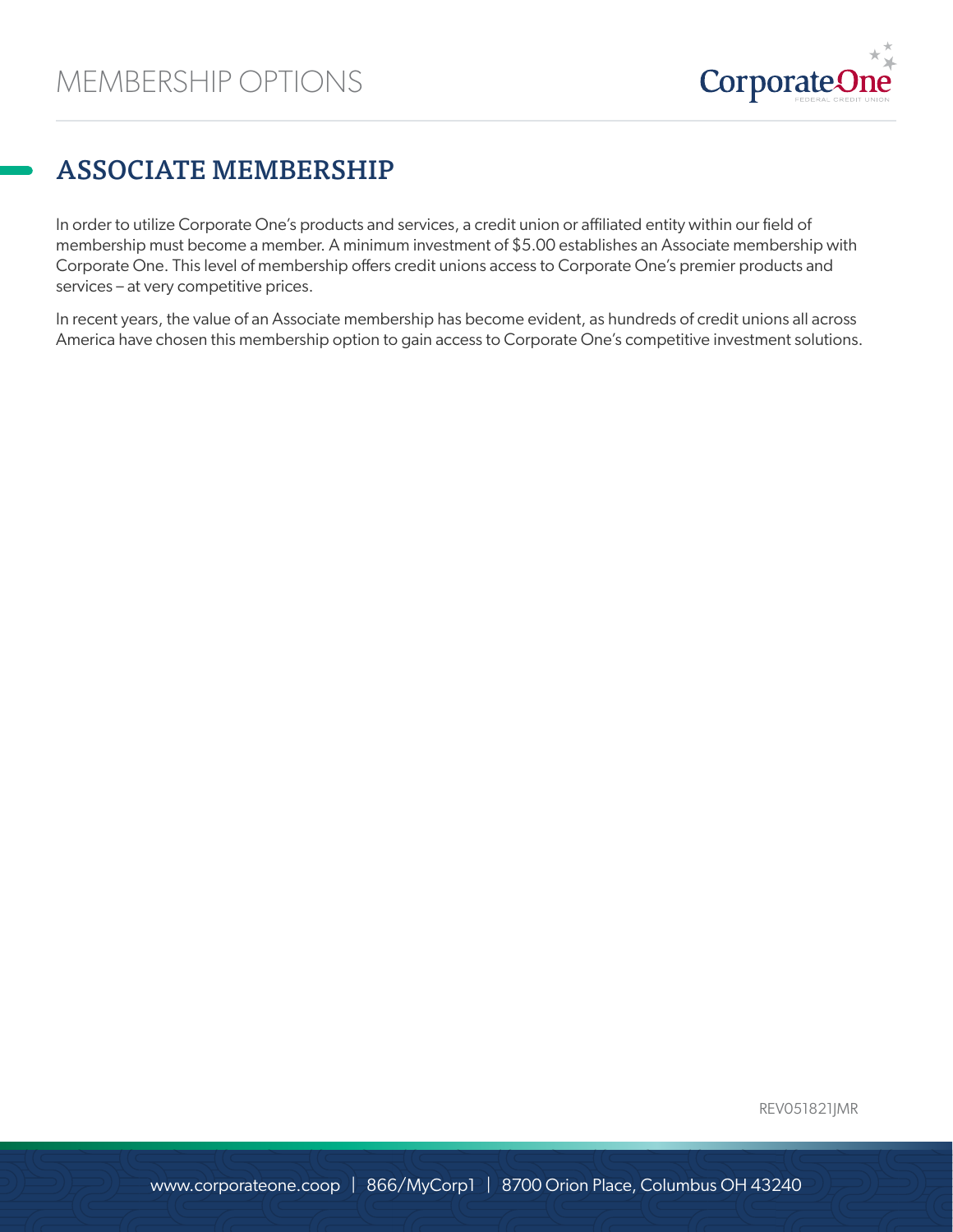## ASSOCIATE MEMBERSHIP

In order to utilize Corporate One's products and services, a credit union or affiliated entity within our field of membership must become a member. A minimum investment of $5.00 establishes an Associate membership with Corporate One. This level of membership offers credit unions access to Corporate One's premier products and services – at very competitive prices.

In recent years, the value of an Associate membership has become evident, as hundreds of credit unions all across America have chosen this membership option to gain access to Corporate One's competitive investment solutions.

REV051821JMR